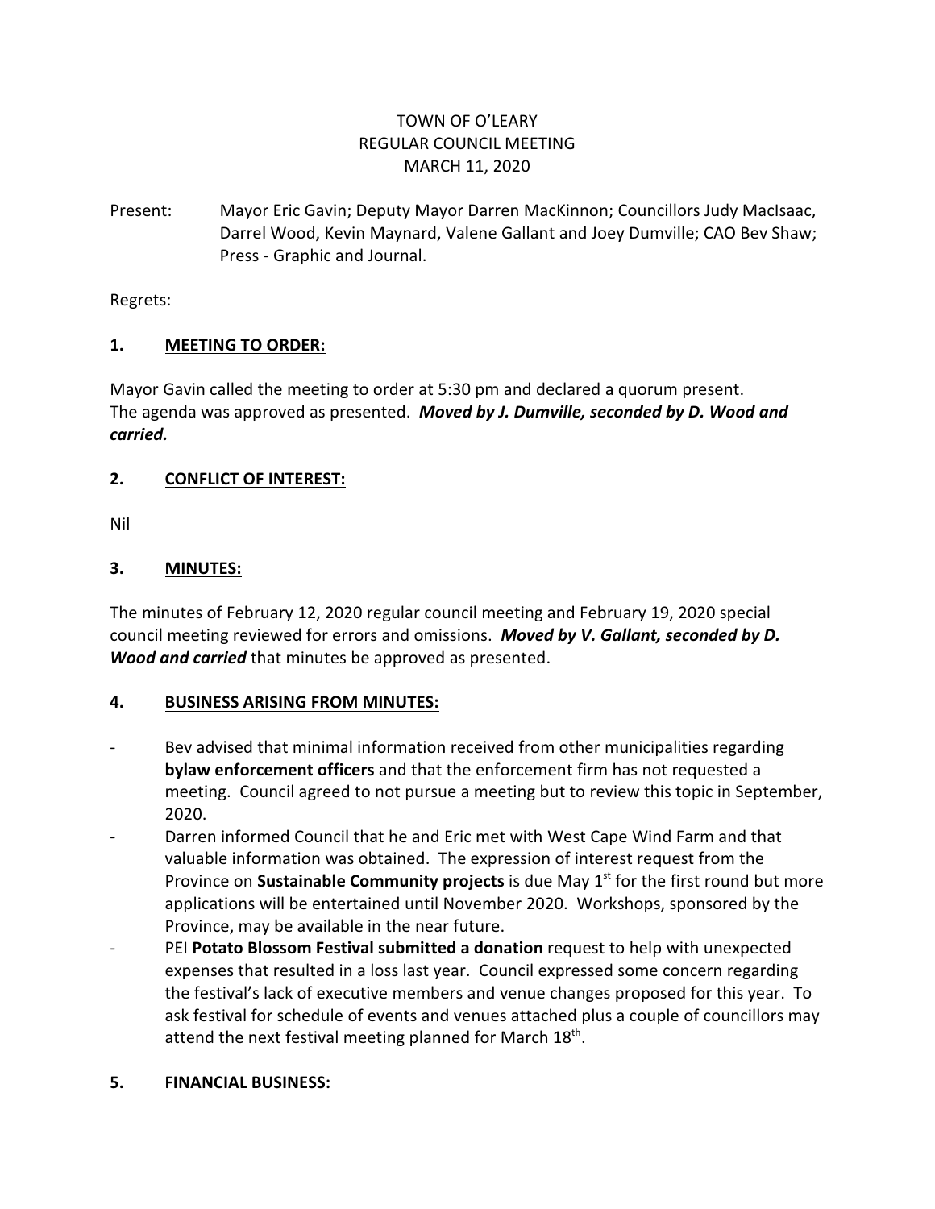# TOWN OF O'LEARY
## REGULAR COUNCIL MEETING
## MARCH 11, 2020

Present: Mayor Eric Gavin; Deputy Mayor Darren MacKinnon; Councillors Judy MacIsaac, Darrel Wood, Kevin Maynard, Valene Gallant and Joey Dumville; CAO Bev Shaw; Press - Graphic and Journal.

Regrets:

## 1. MEETING TO ORDER:

Mayor Gavin called the meeting to order at 5:30 pm and declared a quorum present.
The agenda was approved as presented. ***Moved by J. Dumville, seconded by D. Wood and carried.***

## 2. CONFLICT OF INTEREST:

Nil

## 3. MINUTES:

The minutes of February 12, 2020 regular council meeting and February 19, 2020 special council meeting reviewed for errors and omissions. ***Moved by V. Gallant, seconded by D. Wood and carried*** that minutes be approved as presented.

## 4. BUSINESS ARISING FROM MINUTES:

- Bev advised that minimal information received from other municipalities regarding **bylaw enforcement officers** and that the enforcement firm has not requested a meeting. Council agreed to not pursue a meeting but to review this topic in September, 2020.
- Darren informed Council that he and Eric met with West Cape Wind Farm and that valuable information was obtained. The expression of interest request from the Province on **Sustainable Community projects** is due May 1st for the first round but more applications will be entertained until November 2020. Workshops, sponsored by the Province, may be available in the near future.
- PEI **Potato Blossom Festival submitted a donation** request to help with unexpected expenses that resulted in a loss last year. Council expressed some concern regarding the festival's lack of executive members and venue changes proposed for this year. To ask festival for schedule of events and venues attached plus a couple of councillors may attend the next festival meeting planned for March 18th.

## 5. FINANCIAL BUSINESS: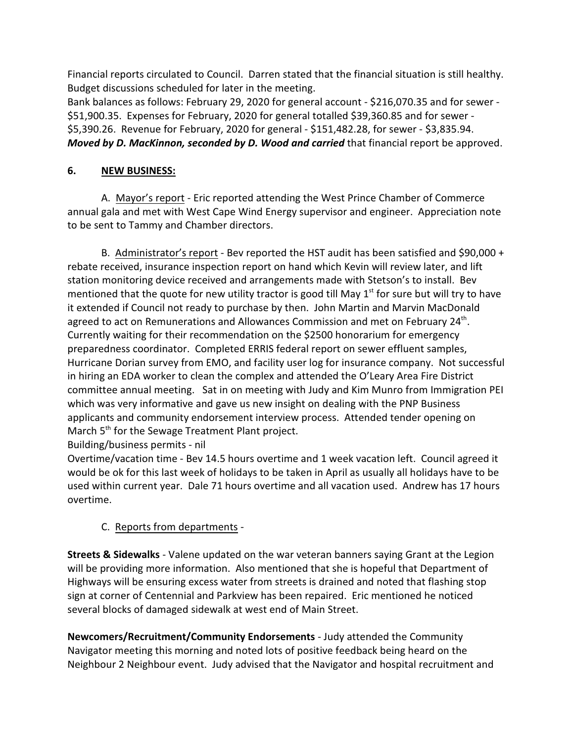Financial reports circulated to Council. Darren stated that the financial situation is still healthy. Budget discussions scheduled for later in the meeting.
Bank balances as follows: February 29, 2020 for general account - $216,070.35 and for sewer - $51,900.35. Expenses for February, 2020 for general totalled $39,360.85 and for sewer - $5,390.26. Revenue for February, 2020 for general - $151,482.28, for sewer - $3,835.94.
***Moved by D. MacKinnon, seconded by D. Wood and carried*** that financial report be approved.

## 6. NEW BUSINESS:

A. Mayor's report - Eric reported attending the West Prince Chamber of Commerce annual gala and met with West Cape Wind Energy supervisor and engineer. Appreciation note to be sent to Tammy and Chamber directors.

B. Administrator's report - Bev reported the HST audit has been satisfied and $90,000 + rebate received, insurance inspection report on hand which Kevin will review later, and lift station monitoring device received and arrangements made with Stetson's to install. Bev mentioned that the quote for new utility tractor is good till May 1st for sure but will try to have it extended if Council not ready to purchase by then. John Martin and Marvin MacDonald agreed to act on Remunerations and Allowances Commission and met on February 24th. Currently waiting for their recommendation on the $2500 honorarium for emergency preparedness coordinator. Completed ERRIS federal report on sewer effluent samples, Hurricane Dorian survey from EMO, and facility user log for insurance company. Not successful in hiring an EDA worker to clean the complex and attended the O'Leary Area Fire District committee annual meeting. Sat in on meeting with Judy and Kim Munro from Immigration PEI which was very informative and gave us new insight on dealing with the PNP Business applicants and community endorsement interview process. Attended tender opening on March 5th for the Sewage Treatment Plant project.
Building/business permits - nil
Overtime/vacation time - Bev 14.5 hours overtime and 1 week vacation left. Council agreed it would be ok for this last week of holidays to be taken in April as usually all holidays have to be used within current year. Dale 71 hours overtime and all vacation used. Andrew has 17 hours overtime.

C. Reports from departments -

**Streets & Sidewalks** - Valene updated on the war veteran banners saying Grant at the Legion will be providing more information. Also mentioned that she is hopeful that Department of Highways will be ensuring excess water from streets is drained and noted that flashing stop sign at corner of Centennial and Parkview has been repaired. Eric mentioned he noticed several blocks of damaged sidewalk at west end of Main Street.

**Newcomers/Recruitment/Community Endorsements** - Judy attended the Community Navigator meeting this morning and noted lots of positive feedback being heard on the Neighbour 2 Neighbour event. Judy advised that the Navigator and hospital recruitment and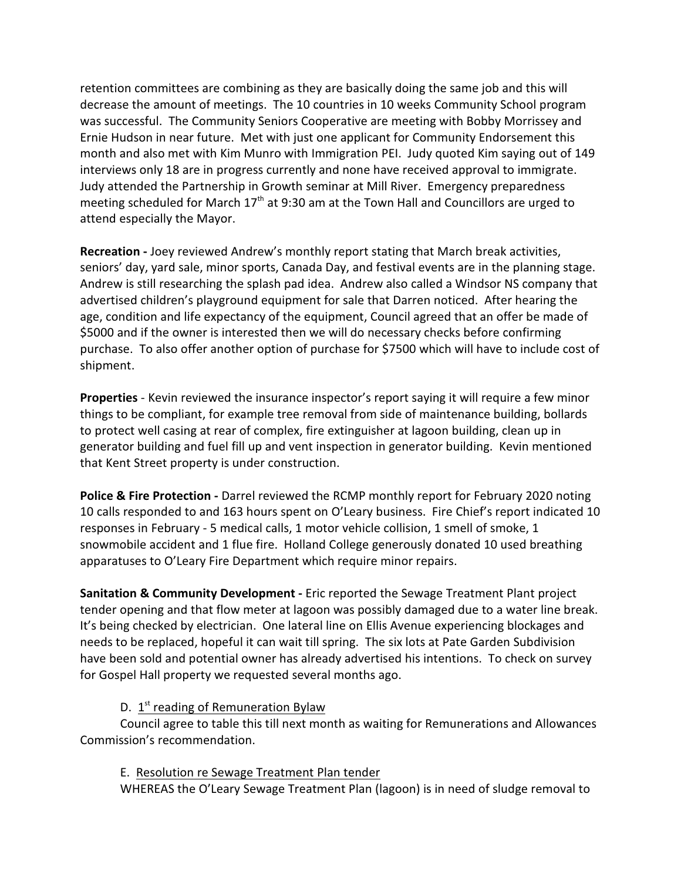retention committees are combining as they are basically doing the same job and this will decrease the amount of meetings. The 10 countries in 10 weeks Community School program was successful. The Community Seniors Cooperative are meeting with Bobby Morrissey and Ernie Hudson in near future. Met with just one applicant for Community Endorsement this month and also met with Kim Munro with Immigration PEI. Judy quoted Kim saying out of 149 interviews only 18 are in progress currently and none have received approval to immigrate. Judy attended the Partnership in Growth seminar at Mill River. Emergency preparedness meeting scheduled for March 17th at 9:30 am at the Town Hall and Councillors are urged to attend especially the Mayor.

**Recreation -** Joey reviewed Andrew's monthly report stating that March break activities, seniors' day, yard sale, minor sports, Canada Day, and festival events are in the planning stage. Andrew is still researching the splash pad idea. Andrew also called a Windsor NS company that advertised children's playground equipment for sale that Darren noticed. After hearing the age, condition and life expectancy of the equipment, Council agreed that an offer be made of $5000 and if the owner is interested then we will do necessary checks before confirming purchase. To also offer another option of purchase for $7500 which will have to include cost of shipment.

**Properties** - Kevin reviewed the insurance inspector's report saying it will require a few minor things to be compliant, for example tree removal from side of maintenance building, bollards to protect well casing at rear of complex, fire extinguisher at lagoon building, clean up in generator building and fuel fill up and vent inspection in generator building. Kevin mentioned that Kent Street property is under construction.

**Police & Fire Protection -** Darrel reviewed the RCMP monthly report for February 2020 noting 10 calls responded to and 163 hours spent on O'Leary business. Fire Chief's report indicated 10 responses in February - 5 medical calls, 1 motor vehicle collision, 1 smell of smoke, 1 snowmobile accident and 1 flue fire. Holland College generously donated 10 used breathing apparatuses to O'Leary Fire Department which require minor repairs.

**Sanitation & Community Development -** Eric reported the Sewage Treatment Plant project tender opening and that flow meter at lagoon was possibly damaged due to a water line break. It's being checked by electrician. One lateral line on Ellis Avenue experiencing blockages and needs to be replaced, hopeful it can wait till spring. The six lots at Pate Garden Subdivision have been sold and potential owner has already advertised his intentions. To check on survey for Gospel Hall property we requested several months ago.

D. 1st reading of Remuneration Bylaw

Council agree to table this till next month as waiting for Remunerations and Allowances Commission's recommendation.

E. Resolution re Sewage Treatment Plan tender

WHEREAS the O'Leary Sewage Treatment Plan (lagoon) is in need of sludge removal to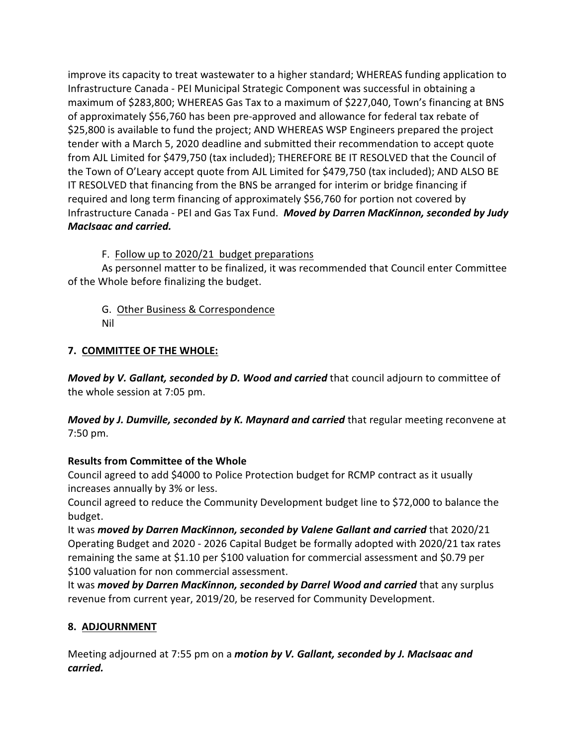improve its capacity to treat wastewater to a higher standard; WHEREAS funding application to Infrastructure Canada - PEI Municipal Strategic Component was successful in obtaining a maximum of $283,800; WHEREAS Gas Tax to a maximum of $227,040, Town's financing at BNS of approximately $56,760 has been pre-approved and allowance for federal tax rebate of $25,800 is available to fund the project; AND WHEREAS WSP Engineers prepared the project tender with a March 5, 2020 deadline and submitted their recommendation to accept quote from AJL Limited for $479,750 (tax included); THEREFORE BE IT RESOLVED that the Council of the Town of O'Leary accept quote from AJL Limited for $479,750 (tax included); AND ALSO BE IT RESOLVED that financing from the BNS be arranged for interim or bridge financing if required and long term financing of approximately $56,760 for portion not covered by Infrastructure Canada - PEI and Gas Tax Fund. ***Moved by Darren MacKinnon, seconded by Judy MacIsaac and carried.***

F. Follow up to 2020/21 budget preparations

As personnel matter to be finalized, it was recommended that Council enter Committee of the Whole before finalizing the budget.

G. Other Business & Correspondence

Nil

## 7. COMMITTEE OF THE WHOLE:

***Moved by V. Gallant, seconded by D. Wood and carried*** that council adjourn to committee of the whole session at 7:05 pm.

***Moved by J. Dumville, seconded by K. Maynard and carried*** that regular meeting reconvene at 7:50 pm.

**Results from Committee of the Whole**

Council agreed to add $4000 to Police Protection budget for RCMP contract as it usually increases annually by 3% or less.

Council agreed to reduce the Community Development budget line to $72,000 to balance the budget.

It was ***moved by Darren MacKinnon, seconded by Valene Gallant and carried*** that 2020/21 Operating Budget and 2020 - 2026 Capital Budget be formally adopted with 2020/21 tax rates remaining the same at $1.10 per $100 valuation for commercial assessment and $0.79 per $100 valuation for non commercial assessment.

It was ***moved by Darren MacKinnon, seconded by Darrel Wood and carried*** that any surplus revenue from current year, 2019/20, be reserved for Community Development.

## 8. ADJOURNMENT

Meeting adjourned at 7:55 pm on a ***motion by V. Gallant, seconded by J. MacIsaac and carried.***